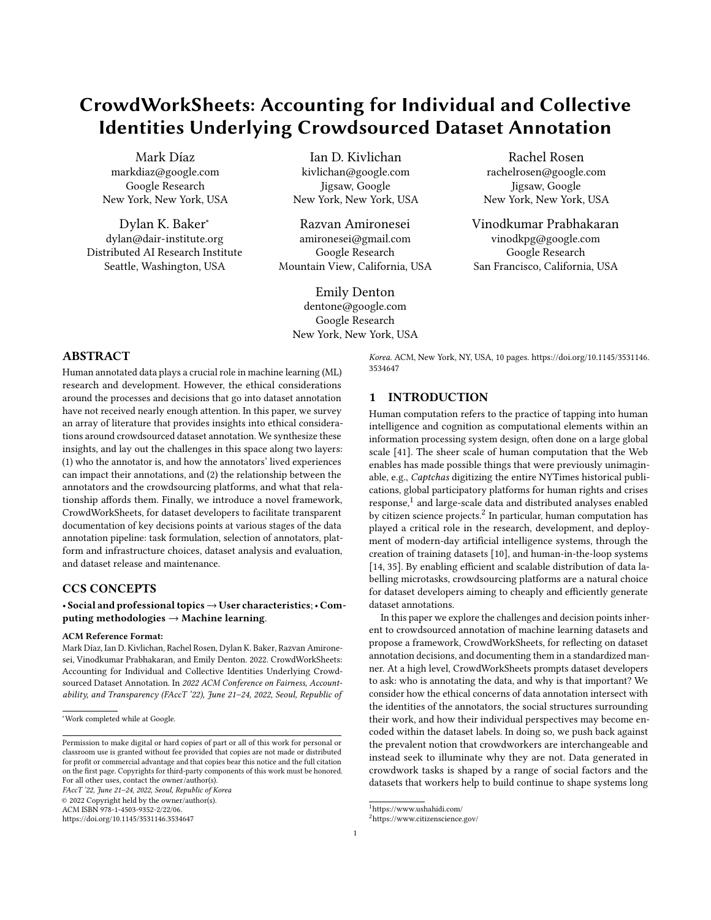# CrowdWorkSheets: Accounting for Individual and Collective Identities Underlying Crowdsourced Dataset Annotation

Mark Díaz
markdiaz@google.com
Google Research
New York, New York, USA

Ian D. Kivlichan
kivlichan@google.com
Jigsaw, Google
New York, New York, USA

Rachel Rosen
rachelrosen@google.com
Jigsaw, Google
New York, New York, USA

Dylan K. Baker*
dylan@dair-institute.org
Distributed AI Research Institute
Seattle, Washington, USA

Razvan Amironesei
amironesei@gmail.com
Google Research
Mountain View, California, USA

Vinodkumar Prabhakaran
vinodkpg@google.com
Google Research
San Francisco, California, USA

Emily Denton
dentone@google.com
Google Research
New York, New York, USA

## ABSTRACT

Human annotated data plays a crucial role in machine learning (ML) research and development. However, the ethical considerations around the processes and decisions that go into dataset annotation have not received nearly enough attention. In this paper, we survey an array of literature that provides insights into ethical considerations around crowdsourced dataset annotation. We synthesize these insights, and lay out the challenges in this space along two layers: (1) who the annotator is, and how the annotators' lived experiences can impact their annotations, and (2) the relationship between the annotators and the crowdsourcing platforms, and what that relationship affords them. Finally, we introduce a novel framework, CrowdWorkSheets, for dataset developers to facilitate transparent documentation of key decisions points at various stages of the data annotation pipeline: task formulation, selection of annotators, platform and infrastructure choices, dataset analysis and evaluation, and dataset release and maintenance.

## CCS CONCEPTS

**• Social and professional topics → User characteristics**; **• Computing methodologies → Machine learning**.

**ACM Reference Format:**

Mark Díaz, Ian D. Kivlichan, Rachel Rosen, Dylan K. Baker, Razvan Amironesei, Vinodkumar Prabhakaran, and Emily Denton. 2022. CrowdWorkSheets: Accounting for Individual and Collective Identities Underlying Crowdsourced Dataset Annotation. In *2022 ACM Conference on Fairness, Accountability, and Transparency (FAccT '22), June 21–24, 2022, Seoul, Republic of Korea.* ACM, New York, NY, USA, 10 pages. https://doi.org/10.1145/3531146.3534647

*Work completed while at Google.

Permission to make digital or hard copies of part or all of this work for personal or classroom use is granted without fee provided that copies are not made or distributed for profit or commercial advantage and that copies bear this notice and the full citation on the first page. Copyrights for third-party components of this work must be honored. For all other uses, contact the owner/author(s).
*FAccT '22, June 21–24, 2022, Seoul, Republic of Korea*
© 2022 Copyright held by the owner/author(s).
ACM ISBN 978-1-4503-9352-2/22/06.
https://doi.org/10.1145/3531146.3534647

## 1 INTRODUCTION

Human computation refers to the practice of tapping into human intelligence and cognition as computational elements within an information processing system design, often done on a large global scale [41]. The sheer scale of human computation that the Web enables has made possible things that were previously unimaginable, e.g., *Captchas* digitizing the entire NYTimes historical publications, global participatory platforms for human rights and crises response,[1] and large-scale data and distributed analyses enabled by citizen science projects.[2] In particular, human computation has played a critical role in the research, development, and deployment of modern-day artificial intelligence systems, through the creation of training datasets [10], and human-in-the-loop systems [14, 35]. By enabling efficient and scalable distribution of data labelling microtasks, crowdsourcing platforms are a natural choice for dataset developers aiming to cheaply and efficiently generate dataset annotations.

In this paper we explore the challenges and decision points inherent to crowdsourced annotation of machine learning datasets and propose a framework, CrowdWorkSheets, for reflecting on dataset annotation decisions, and documenting them in a standardized manner. At a high level, CrowdWorkSheets prompts dataset developers to ask: who is annotating the data, and why is that important? We consider how the ethical concerns of data annotation intersect with the identities of the annotators, the social structures surrounding their work, and how their individual perspectives may become encoded within the dataset labels. In doing so, we push back against the prevalent notion that crowdworkers are interchangeable and instead seek to illuminate why they are not. Data generated in crowdwork tasks is shaped by a range of social factors and the datasets that workers help to build continue to shape systems long

[1]https://www.ushahidi.com/
[2]https://www.citizenscience.gov/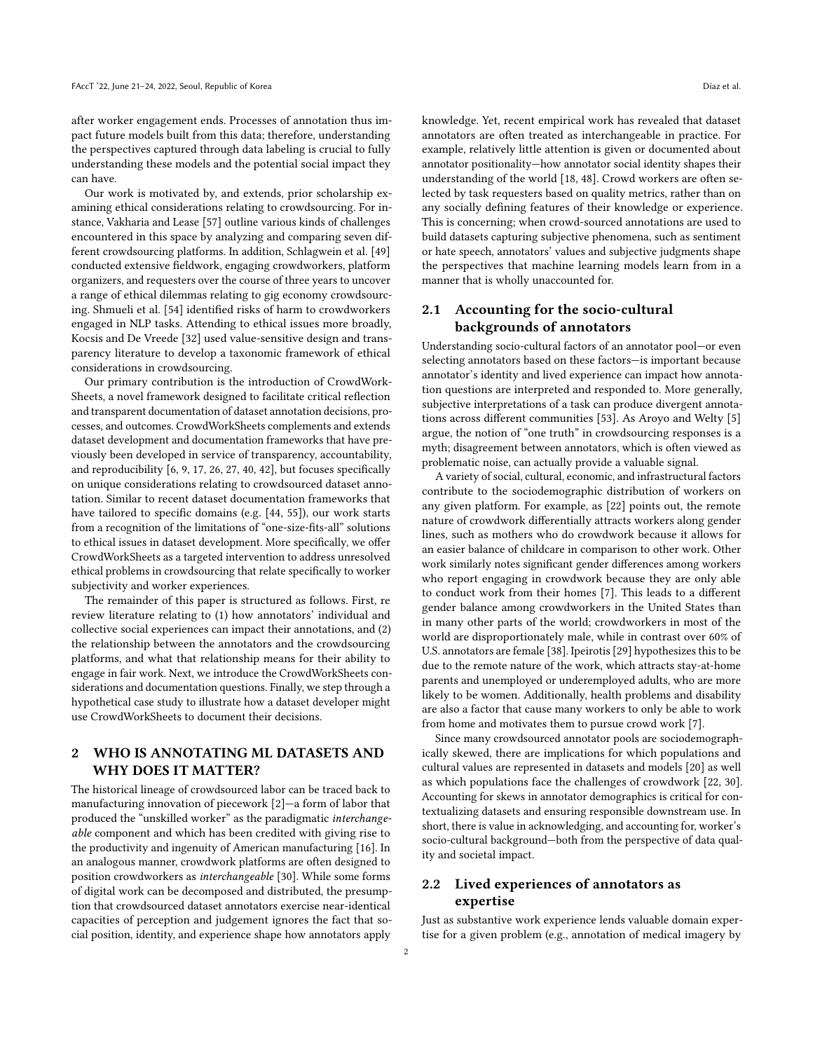after worker engagement ends. Processes of annotation thus impact future models built from this data; therefore, understanding the perspectives captured through data labeling is crucial to fully understanding these models and the potential social impact they can have.

Our work is motivated by, and extends, prior scholarship examining ethical considerations relating to crowdsourcing. For instance, Vakharia and Lease [57] outline various kinds of challenges encountered in this space by analyzing and comparing seven different crowdsourcing platforms. In addition, Schlagwein et al. [49] conducted extensive fieldwork, engaging crowdworkers, platform organizers, and requesters over the course of three years to uncover a range of ethical dilemmas relating to gig economy crowdsourcing. Shmueli et al. [54] identified risks of harm to crowdworkers engaged in NLP tasks. Attending to ethical issues more broadly, Kocsis and De Vreede [32] used value-sensitive design and transparency literature to develop a taxonomic framework of ethical considerations in crowdsourcing.

Our primary contribution is the introduction of CrowdWorkSheets, a novel framework designed to facilitate critical reflection and transparent documentation of dataset annotation decisions, processes, and outcomes. CrowdWorkSheets complements and extends dataset development and documentation frameworks that have previously been developed in service of transparency, accountability, and reproducibility [6, 9, 17, 26, 27, 40, 42], but focuses specifically on unique considerations relating to crowdsourced dataset annotation. Similar to recent dataset documentation frameworks that have tailored to specific domains (e.g. [44, 55]), our work starts from a recognition of the limitations of "one-size-fits-all" solutions to ethical issues in dataset development. More specifically, we offer CrowdWorkSheets as a targeted intervention to address unresolved ethical problems in crowdsourcing that relate specifically to worker subjectivity and worker experiences.

The remainder of this paper is structured as follows. First, re review literature relating to (1) how annotators' individual and collective social experiences can impact their annotations, and (2) the relationship between the annotators and the crowdsourcing platforms, and what that relationship means for their ability to engage in fair work. Next, we introduce the CrowdWorkSheets considerations and documentation questions. Finally, we step through a hypothetical case study to illustrate how a dataset developer might use CrowdWorkSheets to document their decisions.

## 2 WHO IS ANNOTATING ML DATASETS AND WHY DOES IT MATTER?

The historical lineage of crowdsourced labor can be traced back to manufacturing innovation of piecework [2]—a form of labor that produced the "unskilled worker" as the paradigmatic *interchangeable* component and which has been credited with giving rise to the productivity and ingenuity of American manufacturing [16]. In an analogous manner, crowdwork platforms are often designed to position crowdworkers as *interchangeable* [30]. While some forms of digital work can be decomposed and distributed, the presumption that crowdsourced dataset annotators exercise near-identical capacities of perception and judgement ignores the fact that social position, identity, and experience shape how annotators apply knowledge. Yet, recent empirical work has revealed that dataset annotators are often treated as interchangeable in practice. For example, relatively little attention is given or documented about annotator positionality—how annotator social identity shapes their understanding of the world [18, 48]. Crowd workers are often selected by task requesters based on quality metrics, rather than on any socially defining features of their knowledge or experience. This is concerning; when crowd-sourced annotations are used to build datasets capturing subjective phenomena, such as sentiment or hate speech, annotators' values and subjective judgments shape the perspectives that machine learning models learn from in a manner that is wholly unaccounted for.

### 2.1 Accounting for the socio-cultural backgrounds of annotators

Understanding socio-cultural factors of an annotator pool—or even selecting annotators based on these factors—is important because annotator's identity and lived experience can impact how annotation questions are interpreted and responded to. More generally, subjective interpretations of a task can produce divergent annotations across different communities [53]. As Aroyo and Welty [5] argue, the notion of "one truth" in crowdsourcing responses is a myth; disagreement between annotators, which is often viewed as problematic noise, can actually provide a valuable signal.

A variety of social, cultural, economic, and infrastructural factors contribute to the sociodemographic distribution of workers on any given platform. For example, as [22] points out, the remote nature of crowdwork differentially attracts workers along gender lines, such as mothers who do crowdwork because it allows for an easier balance of childcare in comparison to other work. Other work similarly notes significant gender differences among workers who report engaging in crowdwork because they are only able to conduct work from their homes [7]. This leads to a different gender balance among crowdworkers in the United States than in many other parts of the world; crowdworkers in most of the world are disproportionately male, while in contrast over 60% of U.S. annotators are female [38]. Ipeirotis [29] hypothesizes this to be due to the remote nature of the work, which attracts stay-at-home parents and unemployed or underemployed adults, who are more likely to be women. Additionally, health problems and disability are also a factor that cause many workers to only be able to work from home and motivates them to pursue crowd work [7].

Since many crowdsourced annotator pools are sociodemographically skewed, there are implications for which populations and cultural values are represented in datasets and models [20] as well as which populations face the challenges of crowdwork [22, 30]. Accounting for skews in annotator demographics is critical for contextualizing datasets and ensuring responsible downstream use. In short, there is value in acknowledging, and accounting for, worker's socio-cultural background—both from the perspective of data quality and societal impact.

### 2.2 Lived experiences of annotators as expertise

Just as substantive work experience lends valuable domain expertise for a given problem (e.g., annotation of medical imagery by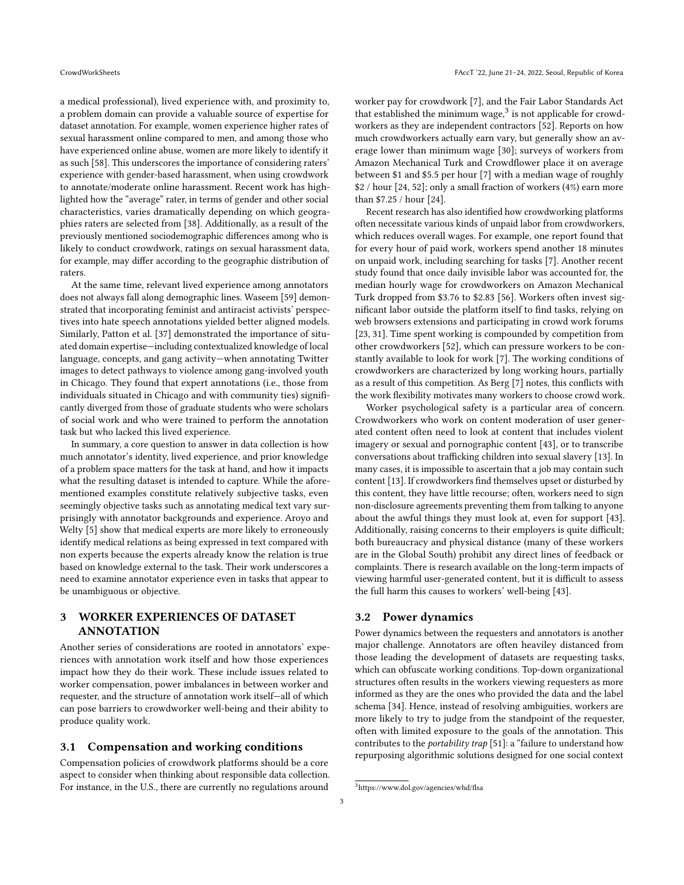a medical professional), lived experience with, and proximity to, a problem domain can provide a valuable source of expertise for dataset annotation. For example, women experience higher rates of sexual harassment online compared to men, and among those who have experienced online abuse, women are more likely to identify it as such [58]. This underscores the importance of considering raters' experience with gender-based harassment, when using crowdwork to annotate/moderate online harassment. Recent work has highlighted how the "average" rater, in terms of gender and other social characteristics, varies dramatically depending on which geographies raters are selected from [38]. Additionally, as a result of the previously mentioned sociodemographic differences among who is likely to conduct crowdwork, ratings on sexual harassment data, for example, may differ according to the geographic distribution of raters.

At the same time, relevant lived experience among annotators does not always fall along demographic lines. Waseem [59] demonstrated that incorporating feminist and antiracist activists' perspectives into hate speech annotations yielded better aligned models. Similarly, Patton et al. [37] demonstrated the importance of situated domain expertise—including contextualized knowledge of local language, concepts, and gang activity—when annotating Twitter images to detect pathways to violence among gang-involved youth in Chicago. They found that expert annotations (i.e., those from individuals situated in Chicago and with community ties) significantly diverged from those of graduate students who were scholars of social work and who were trained to perform the annotation task but who lacked this lived experience.

In summary, a core question to answer in data collection is how much annotator's identity, lived experience, and prior knowledge of a problem space matters for the task at hand, and how it impacts what the resulting dataset is intended to capture. While the aforementioned examples constitute relatively subjective tasks, even seemingly objective tasks such as annotating medical text vary surprisingly with annotator backgrounds and experience. Aroyo and Welty [5] show that medical experts are more likely to erroneously identify medical relations as being expressed in text compared with non experts because the experts already know the relation is true based on knowledge external to the task. Their work underscores a need to examine annotator experience even in tasks that appear to be unambiguous or objective.

## 3 WORKER EXPERIENCES OF DATASET ANNOTATION

Another series of considerations are rooted in annotators' experiences with annotation work itself and how those experiences impact how they do their work. These include issues related to worker compensation, power imbalances in between worker and requester, and the structure of annotation work itself—all of which can pose barriers to crowdworker well-being and their ability to produce quality work.

### 3.1 Compensation and working conditions

Compensation policies of crowdwork platforms should be a core aspect to consider when thinking about responsible data collection. For instance, in the U.S., there are currently no regulations around worker pay for crowdwork [7], and the Fair Labor Standards Act that established the minimum wage,[3] is not applicable for crowdworkers as they are independent contractors [52]. Reports on how much crowdworkers actually earn vary, but generally show an average lower than minimum wage [30]; surveys of workers from Amazon Mechanical Turk and Crowdflower place it on average between \$1 and \$5.5 per hour [7] with a median wage of roughly \$2 / hour [24, 52]; only a small fraction of workers (4%) earn more than \$7.25 / hour [24].

Recent research has also identified how crowdworking platforms often necessitate various kinds of unpaid labor from crowdworkers, which reduces overall wages. For example, one report found that for every hour of paid work, workers spend another 18 minutes on unpaid work, including searching for tasks [7]. Another recent study found that once daily invisible labor was accounted for, the median hourly wage for crowdworkers on Amazon Mechanical Turk dropped from \$3.76 to \$2.83 [56]. Workers often invest significant labor outside the platform itself to find tasks, relying on web browsers extensions and participating in crowd work forums [23, 31]. Time spent working is compounded by competition from other crowdworkers [52], which can pressure workers to be constantly available to look for work [7]. The working conditions of crowdworkers are characterized by long working hours, partially as a result of this competition. As Berg [7] notes, this conflicts with the work flexibility motivates many workers to choose crowd work.

Worker psychological safety is a particular area of concern. Crowdworkers who work on content moderation of user generated content often need to look at content that includes violent imagery or sexual and pornographic content [43], or to transcribe conversations about trafficking children into sexual slavery [13]. In many cases, it is impossible to ascertain that a job may contain such content [13]. If crowdworkers find themselves upset or disturbed by this content, they have little recourse; often, workers need to sign non-disclosure agreements preventing them from talking to anyone about the awful things they must look at, even for support [43]. Additionally, raising concerns to their employers is quite difficult; both bureaucracy and physical distance (many of these workers are in the Global South) prohibit any direct lines of feedback or complaints. There is research available on the long-term impacts of viewing harmful user-generated content, but it is difficult to assess the full harm this causes to workers' well-being [43].

### 3.2 Power dynamics

Power dynamics between the requesters and annotators is another major challenge. Annotators are often heaviley distanced from those leading the development of datasets are requesting tasks, which can obfuscate working conditions. Top-down organizational structures often results in the workers viewing requesters as more informed as they are the ones who provided the data and the label schema [34]. Hence, instead of resolving ambiguities, workers are more likely to try to judge from the standpoint of the requester, often with limited exposure to the goals of the annotation. This contributes to the *portability trap* [51]: a "failure to understand how repurposing algorithmic solutions designed for one social context

[3] https://www.dol.gov/agencies/whd/flsa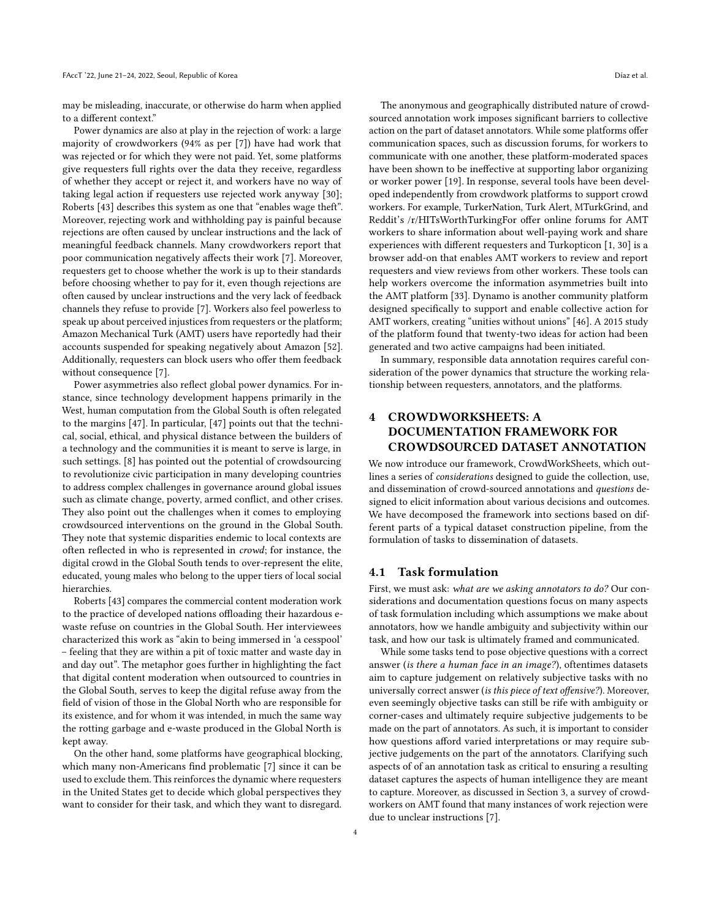may be misleading, inaccurate, or otherwise do harm when applied to a different context."

Power dynamics are also at play in the rejection of work: a large majority of crowdworkers (94% as per [7]) have had work that was rejected or for which they were not paid. Yet, some platforms give requesters full rights over the data they receive, regardless of whether they accept or reject it, and workers have no way of taking legal action if requesters use rejected work anyway [30]; Roberts [43] describes this system as one that "enables wage theft". Moreover, rejecting work and withholding pay is painful because rejections are often caused by unclear instructions and the lack of meaningful feedback channels. Many crowdworkers report that poor communication negatively affects their work [7]. Moreover, requesters get to choose whether the work is up to their standards before choosing whether to pay for it, even though rejections are often caused by unclear instructions and the very lack of feedback channels they refuse to provide [7]. Workers also feel powerless to speak up about perceived injustices from requesters or the platform; Amazon Mechanical Turk (AMT) users have reportedly had their accounts suspended for speaking negatively about Amazon [52]. Additionally, requesters can block users who offer them feedback without consequence [7].

Power asymmetries also reflect global power dynamics. For instance, since technology development happens primarily in the West, human computation from the Global South is often relegated to the margins [47]. In particular, [47] points out that the technical, social, ethical, and physical distance between the builders of a technology and the communities it is meant to serve is large, in such settings. [8] has pointed out the potential of crowdsourcing to revolutionize civic participation in many developing countries to address complex challenges in governance around global issues such as climate change, poverty, armed conflict, and other crises. They also point out the challenges when it comes to employing crowdsourced interventions on the ground in the Global South. They note that systemic disparities endemic to local contexts are often reflected in who is represented in *crowd*; for instance, the digital crowd in the Global South tends to over-represent the elite, educated, young males who belong to the upper tiers of local social hierarchies.

Roberts [43] compares the commercial content moderation work to the practice of developed nations offloading their hazardous e-waste refuse on countries in the Global South. Her interviewees characterized this work as "akin to being immersed in 'a cesspool' – feeling that they are within a pit of toxic matter and waste day in and day out". The metaphor goes further in highlighting the fact that digital content moderation when outsourced to countries in the Global South, serves to keep the digital refuse away from the field of vision of those in the Global North who are responsible for its existence, and for whom it was intended, in much the same way the rotting garbage and e-waste produced in the Global North is kept away.

On the other hand, some platforms have geographical blocking, which many non-Americans find problematic [7] since it can be used to exclude them. This reinforces the dynamic where requesters in the United States get to decide which global perspectives they want to consider for their task, and which they want to disregard.

The anonymous and geographically distributed nature of crowdsourced annotation work imposes significant barriers to collective action on the part of dataset annotators. While some platforms offer communication spaces, such as discussion forums, for workers to communicate with one another, these platform-moderated spaces have been shown to be ineffective at supporting labor organizing or worker power [19]. In response, several tools have been developed independently from crowdwork platforms to support crowd workers. For example, TurkerNation, Turk Alert, MTurkGrind, and Reddit's /r/HITsWorthTurkingFor offer online forums for AMT workers to share information about well-paying work and share experiences with different requesters and Turkopticon [1, 30] is a browser add-on that enables AMT workers to review and report requesters and view reviews from other workers. These tools can help workers overcome the information asymmetries built into the AMT platform [33]. Dynamo is another community platform designed specifically to support and enable collective action for AMT workers, creating "unities without unions" [46]. A 2015 study of the platform found that twenty-two ideas for action had been generated and two active campaigns had been initiated.

In summary, responsible data annotation requires careful consideration of the power dynamics that structure the working relationship between requesters, annotators, and the platforms.

# 4 CROWDWORKSHEETS: A DOCUMENTATION FRAMEWORK FOR CROWDSOURCED DATASET ANNOTATION

We now introduce our framework, CrowdWorkSheets, which outlines a series of *considerations* designed to guide the collection, use, and dissemination of crowd-sourced annotations and *questions* designed to elicit information about various decisions and outcomes. We have decomposed the framework into sections based on different parts of a typical dataset construction pipeline, from the formulation of tasks to dissemination of datasets.

## 4.1 Task formulation

First, we must ask: *what are we asking annotators to do?* Our considerations and documentation questions focus on many aspects of task formulation including which assumptions we make about annotators, how we handle ambiguity and subjectivity within our task, and how our task is ultimately framed and communicated.

While some tasks tend to pose objective questions with a correct answer (*is there a human face in an image?*), oftentimes datasets aim to capture judgement on relatively subjective tasks with no universally correct answer (*is this piece of text offensive?*). Moreover, even seemingly objective tasks can still be rife with ambiguity or corner-cases and ultimately require subjective judgements to be made on the part of annotators. As such, it is important to consider how questions afford varied interpretations or may require subjective judgements on the part of the annotators. Clarifying such aspects of of an annotation task as critical to ensuring a resulting dataset captures the aspects of human intelligence they are meant to capture. Moreover, as discussed in Section 3, a survey of crowdworkers on AMT found that many instances of work rejection were due to unclear instructions [7].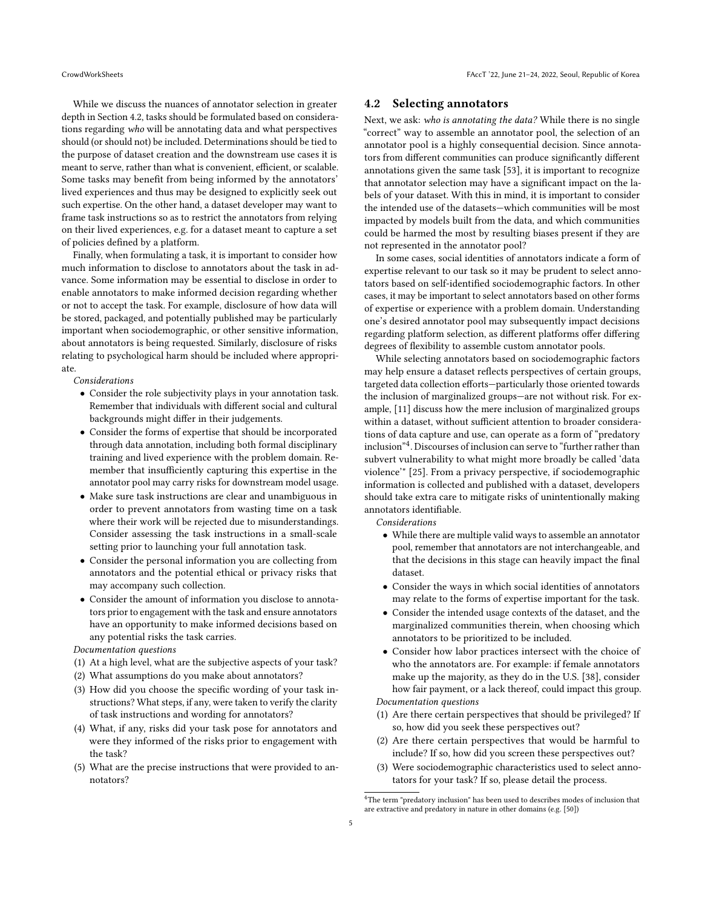While we discuss the nuances of annotator selection in greater depth in Section 4.2, tasks should be formulated based on considerations regarding *who* will be annotating data and what perspectives should (or should not) be included. Determinations should be tied to the purpose of dataset creation and the downstream use cases it is meant to serve, rather than what is convenient, efficient, or scalable. Some tasks may benefit from being informed by the annotators' lived experiences and thus may be designed to explicitly seek out such expertise. On the other hand, a dataset developer may want to frame task instructions so as to restrict the annotators from relying on their lived experiences, e.g. for a dataset meant to capture a set of policies defined by a platform.

Finally, when formulating a task, it is important to consider how much information to disclose to annotators about the task in advance. Some information may be essential to disclose in order to enable annotators to make informed decision regarding whether or not to accept the task. For example, disclosure of how data will be stored, packaged, and potentially published may be particularly important when sociodemographic, or other sensitive information, about annotators is being requested. Similarly, disclosure of risks relating to psychological harm should be included where appropriate.

*Considerations*

- Consider the role subjectivity plays in your annotation task. Remember that individuals with different social and cultural backgrounds might differ in their judgements.
- Consider the forms of expertise that should be incorporated through data annotation, including both formal disciplinary training and lived experience with the problem domain. Remember that insufficiently capturing this expertise in the annotator pool may carry risks for downstream model usage.
- Make sure task instructions are clear and unambiguous in order to prevent annotators from wasting time on a task where their work will be rejected due to misunderstandings. Consider assessing the task instructions in a small-scale setting prior to launching your full annotation task.
- Consider the personal information you are collecting from annotators and the potential ethical or privacy risks that may accompany such collection.
- Consider the amount of information you disclose to annotators prior to engagement with the task and ensure annotators have an opportunity to make informed decisions based on any potential risks the task carries.

*Documentation questions*

1. At a high level, what are the subjective aspects of your task?
2. What assumptions do you make about annotators?
3. How did you choose the specific wording of your task instructions? What steps, if any, were taken to verify the clarity of task instructions and wording for annotators?
4. What, if any, risks did your task pose for annotators and were they informed of the risks prior to engagement with the task?
5. What are the precise instructions that were provided to annotators?

## 4.2 Selecting annotators

Next, we ask: *who is annotating the data?* While there is no single "correct" way to assemble an annotator pool, the selection of an annotator pool is a highly consequential decision. Since annotators from different communities can produce significantly different annotations given the same task [53], it is important to recognize that annotator selection may have a significant impact on the labels of your dataset. With this in mind, it is important to consider the intended use of the datasets—which communities will be most impacted by models built from the data, and which communities could be harmed the most by resulting biases present if they are not represented in the annotator pool?

In some cases, social identities of annotators indicate a form of expertise relevant to our task so it may be prudent to select annotators based on self-identified sociodemographic factors. In other cases, it may be important to select annotators based on other forms of expertise or experience with a problem domain. Understanding one's desired annotator pool may subsequently impact decisions regarding platform selection, as different platforms offer differing degrees of flexibility to assemble custom annotator pools.

While selecting annotators based on sociodemographic factors may help ensure a dataset reflects perspectives of certain groups, targeted data collection efforts—particularly those oriented towards the inclusion of marginalized groups—are not without risk. For example, [11] discuss how the mere inclusion of marginalized groups within a dataset, without sufficient attention to broader considerations of data capture and use, can operate as a form of "predatory inclusion"[4]. Discourses of inclusion can serve to "further rather than subvert vulnerability to what might more broadly be called 'data violence'" [25]. From a privacy perspective, if sociodemographic information is collected and published with a dataset, developers should take extra care to mitigate risks of unintentionally making annotators identifiable.

*Considerations*

- While there are multiple valid ways to assemble an annotator pool, remember that annotators are not interchangeable, and that the decisions in this stage can heavily impact the final dataset.
- Consider the ways in which social identities of annotators may relate to the forms of expertise important for the task.
- Consider the intended usage contexts of the dataset, and the marginalized communities therein, when choosing which annotators to be prioritized to be included.
- Consider how labor practices intersect with the choice of who the annotators are. For example: if female annotators make up the majority, as they do in the U.S. [38], consider how fair payment, or a lack thereof, could impact this group.

*Documentation questions*

1. Are there certain perspectives that should be privileged? If so, how did you seek these perspectives out?
2. Are there certain perspectives that would be harmful to include? If so, how did you screen these perspectives out?
3. Were sociodemographic characteristics used to select annotators for your task? If so, please detail the process.

[4] The term "predatory inclusion" has been used to describes modes of inclusion that are extractive and predatory in nature in other domains (e.g. [50])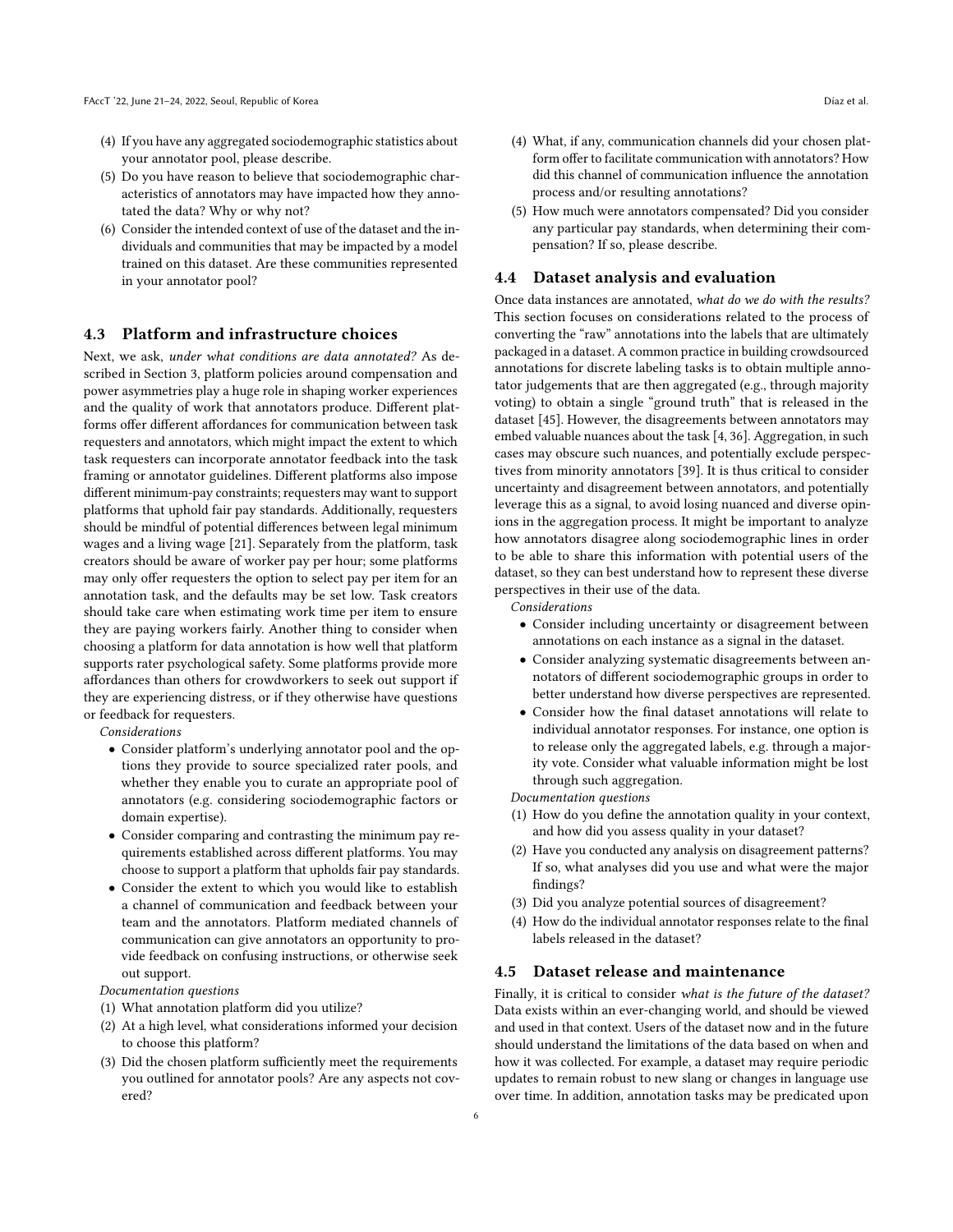(4) If you have any aggregated sociodemographic statistics about your annotator pool, please describe.
(5) Do you have reason to believe that sociodemographic characteristics of annotators may have impacted how they annotated the data? Why or why not?
(6) Consider the intended context of use of the dataset and the individuals and communities that may be impacted by a model trained on this dataset. Are these communities represented in your annotator pool?

### 4.3 Platform and infrastructure choices

Next, we ask, *under what conditions are data annotated?* As described in Section 3, platform policies around compensation and power asymmetries play a huge role in shaping worker experiences and the quality of work that annotators produce. Different platforms offer different affordances for communication between task requesters and annotators, which might impact the extent to which task requesters can incorporate annotator feedback into the task framing or annotator guidelines. Different platforms also impose different minimum-pay constraints; requesters may want to support platforms that uphold fair pay standards. Additionally, requesters should be mindful of potential differences between legal minimum wages and a living wage [21]. Separately from the platform, task creators should be aware of worker pay per hour; some platforms may only offer requesters the option to select pay per item for an annotation task, and the defaults may be set low. Task creators should take care when estimating work time per item to ensure they are paying workers fairly. Another thing to consider when choosing a platform for data annotation is how well that platform supports rater psychological safety. Some platforms provide more affordances than others for crowdworkers to seek out support if they are experiencing distress, or if they otherwise have questions or feedback for requesters.

*Considerations*

- Consider platform's underlying annotator pool and the options they provide to source specialized rater pools, and whether they enable you to curate an appropriate pool of annotators (e.g. considering sociodemographic factors or domain expertise).
- Consider comparing and contrasting the minimum pay requirements established across different platforms. You may choose to support a platform that upholds fair pay standards.
- Consider the extent to which you would like to establish a channel of communication and feedback between your team and the annotators. Platform mediated channels of communication can give annotators an opportunity to provide feedback on confusing instructions, or otherwise seek out support.

*Documentation questions*

(1) What annotation platform did you utilize?
(2) At a high level, what considerations informed your decision to choose this platform?
(3) Did the chosen platform sufficiently meet the requirements you outlined for annotator pools? Are any aspects not covered?
(4) What, if any, communication channels did your chosen platform offer to facilitate communication with annotators? How did this channel of communication influence the annotation process and/or resulting annotations?
(5) How much were annotators compensated? Did you consider any particular pay standards, when determining their compensation? If so, please describe.

### 4.4 Dataset analysis and evaluation

Once data instances are annotated, *what do we do with the results?* This section focuses on considerations related to the process of converting the "raw" annotations into the labels that are ultimately packaged in a dataset. A common practice in building crowdsourced annotations for discrete labeling tasks is to obtain multiple annotator judgements that are then aggregated (e.g., through majority voting) to obtain a single "ground truth" that is released in the dataset [45]. However, the disagreements between annotators may embed valuable nuances about the task [4, 36]. Aggregation, in such cases may obscure such nuances, and potentially exclude perspectives from minority annotators [39]. It is thus critical to consider uncertainty and disagreement between annotators, and potentially leverage this as a signal, to avoid losing nuanced and diverse opinions in the aggregation process. It might be important to analyze how annotators disagree along sociodemographic lines in order to be able to share this information with potential users of the dataset, so they can best understand how to represent these diverse perspectives in their use of the data.

*Considerations*

- Consider including uncertainty or disagreement between annotations on each instance as a signal in the dataset.
- Consider analyzing systematic disagreements between annotators of different sociodemographic groups in order to better understand how diverse perspectives are represented.
- Consider how the final dataset annotations will relate to individual annotator responses. For instance, one option is to release only the aggregated labels, e.g. through a majority vote. Consider what valuable information might be lost through such aggregation.

*Documentation questions*

(1) How do you define the annotation quality in your context, and how did you assess quality in your dataset?
(2) Have you conducted any analysis on disagreement patterns? If so, what analyses did you use and what were the major findings?
(3) Did you analyze potential sources of disagreement?
(4) How do the individual annotator responses relate to the final labels released in the dataset?

### 4.5 Dataset release and maintenance

Finally, it is critical to consider *what is the future of the dataset?* Data exists within an ever-changing world, and should be viewed and used in that context. Users of the dataset now and in the future should understand the limitations of the data based on when and how it was collected. For example, a dataset may require periodic updates to remain robust to new slang or changes in language use over time. In addition, annotation tasks may be predicated upon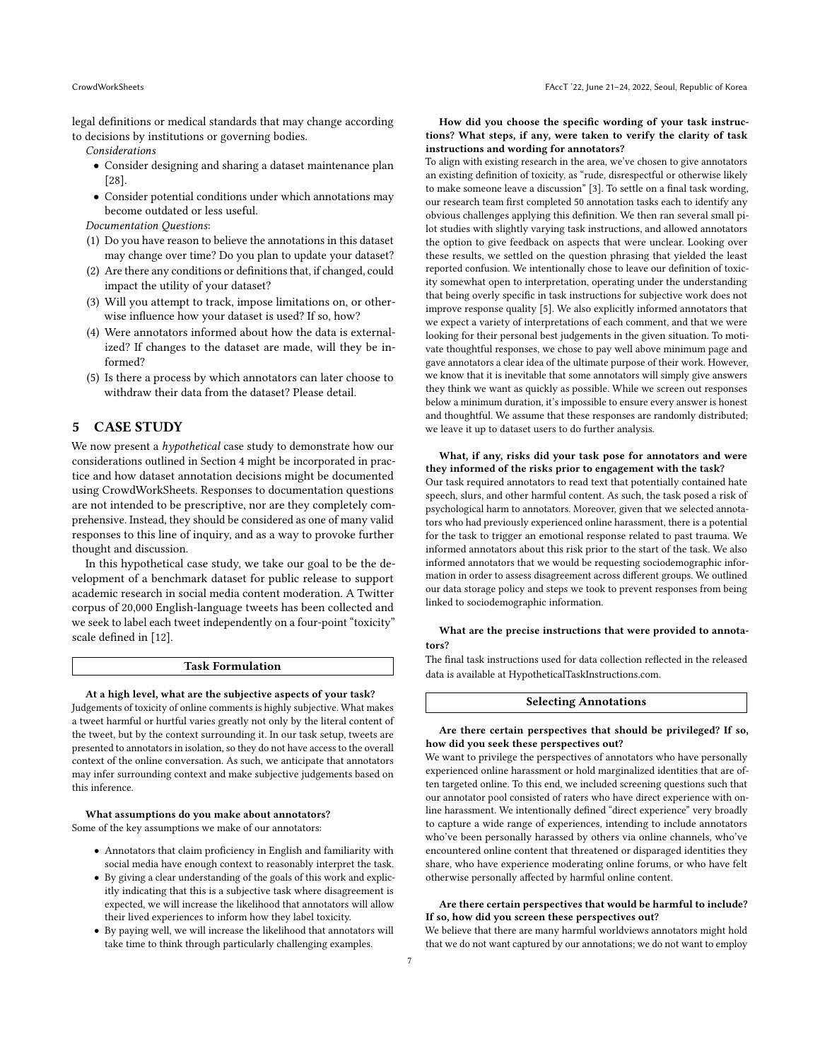legal definitions or medical standards that may change according to decisions by institutions or governing bodies.

*Considerations*

- Consider designing and sharing a dataset maintenance plan [28].
- Consider potential conditions under which annotations may become outdated or less useful.

*Documentation Questions*:

1. Do you have reason to believe the annotations in this dataset may change over time? Do you plan to update your dataset?
2. Are there any conditions or definitions that, if changed, could impact the utility of your dataset?
3. Will you attempt to track, impose limitations on, or otherwise influence how your dataset is used? If so, how?
4. Were annotators informed about how the data is externalized? If changes to the dataset are made, will they be informed?
5. Is there a process by which annotators can later choose to withdraw their data from the dataset? Please detail.

## 5 CASE STUDY

We now present a *hypothetical* case study to demonstrate how our considerations outlined in Section 4 might be incorporated in practice and how dataset annotation decisions might be documented using CrowdWorkSheets. Responses to documentation questions are not intended to be prescriptive, nor are they completely comprehensive. Instead, they should be considered as one of many valid responses to this line of inquiry, and as a way to provoke further thought and discussion.

In this hypothetical case study, we take our goal to be the development of a benchmark dataset for public release to support academic research in social media content moderation. A Twitter corpus of 20,000 English-language tweets has been collected and we seek to label each tweet independently on a four-point "toxicity" scale defined in [12].

### Task Formulation

**At a high level, what are the subjective aspects of your task?**

Judgements of toxicity of online comments is highly subjective. What makes a tweet harmful or hurtful varies greatly not only by the literal content of the tweet, but by the context surrounding it. In our task setup, tweets are presented to annotators in isolation, so they do not have access to the overall context of the online conversation. As such, we anticipate that annotators may infer surrounding context and make subjective judgements based on this inference.

**What assumptions do you make about annotators?**

Some of the key assumptions we make of our annotators:

- Annotators that claim proficiency in English and familiarity with social media have enough context to reasonably interpret the task.
- By giving a clear understanding of the goals of this work and explicitly indicating that this is a subjective task where disagreement is expected, we will increase the likelihood that annotators will allow their lived experiences to inform how they label toxicity.
- By paying well, we will increase the likelihood that annotators will take time to think through particularly challenging examples.

**How did you choose the specific wording of your task instructions? What steps, if any, were taken to verify the clarity of task instructions and wording for annotators?**

To align with existing research in the area, we've chosen to give annotators an existing definition of toxicity, as "rude, disrespectful or otherwise likely to make someone leave a discussion" [3]. To settle on a final task wording, our research team first completed 50 annotation tasks each to identify any obvious challenges applying this definition. We then ran several small pilot studies with slightly varying task instructions, and allowed annotators the option to give feedback on aspects that were unclear. Looking over these results, we settled on the question phrasing that yielded the least reported confusion. We intentionally chose to leave our definition of toxicity somewhat open to interpretation, operating under the understanding that being overly specific in task instructions for subjective work does not improve response quality [5]. We also explicitly informed annotators that we expect a variety of interpretations of each comment, and that we were looking for their personal best judgements in the given situation. To motivate thoughtful responses, we chose to pay well above minimum page and gave annotators a clear idea of the ultimate purpose of their work. However, we know that it is inevitable that some annotators will simply give answers they think we want as quickly as possible. While we screen out responses below a minimum duration, it's impossible to ensure every answer is honest and thoughtful. We assume that these responses are randomly distributed; we leave it up to dataset users to do further analysis.

**What, if any, risks did your task pose for annotators and were they informed of the risks prior to engagement with the task?**

Our task required annotators to read text that potentially contained hate speech, slurs, and other harmful content. As such, the task posed a risk of psychological harm to annotators. Moreover, given that we selected annotators who had previously experienced online harassment, there is a potential for the task to trigger an emotional response related to past trauma. We informed annotators about this risk prior to the start of the task. We also informed annotators that we would be requesting sociodemographic information in order to assess disagreement across different groups. We outlined our data storage policy and steps we took to prevent responses from being linked to sociodemographic information.

**What are the precise instructions that were provided to annotators?**

The final task instructions used for data collection reflected in the released data is available at HypotheticalTaskInstructions.com.

### Selecting Annotations

**Are there certain perspectives that should be privileged? If so, how did you seek these perspectives out?**

We want to privilege the perspectives of annotators who have personally experienced online harassment or hold marginalized identities that are often targeted online. To this end, we included screening questions such that our annotator pool consisted of raters who have direct experience with online harassment. We intentionally defined "direct experience" very broadly to capture a wide range of experiences, intending to include annotators who've been personally harassed by others via online channels, who've encountered online content that threatened or disparaged identities they share, who have experience moderating online forums, or who have felt otherwise personally affected by harmful online content.

**Are there certain perspectives that would be harmful to include? If so, how did you screen these perspectives out?**

We believe that there are many harmful worldviews annotators might hold that we do not want captured by our annotations; we do not want to employ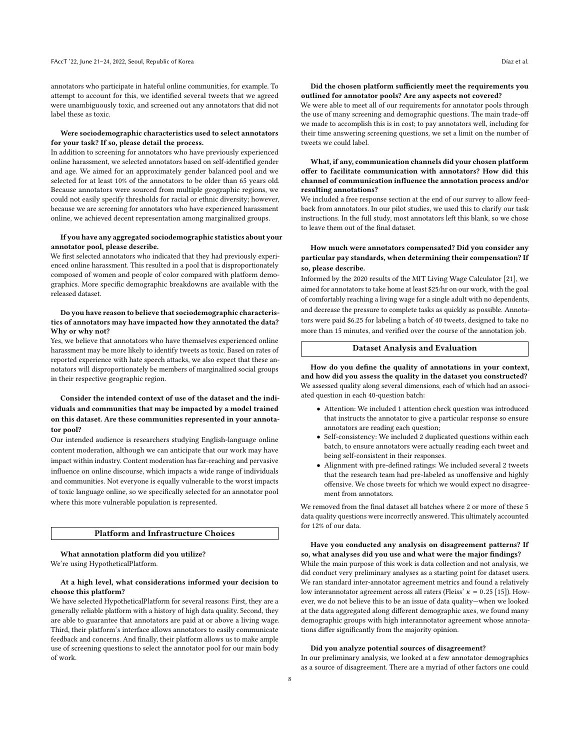annotators who participate in hateful online communities, for example. To attempt to account for this, we identified several tweets that we agreed were unambiguously toxic, and screened out any annotators that did not label these as toxic.

**Were sociodemographic characteristics used to select annotators for your task? If so, please detail the process.**

In addition to screening for annotators who have previously experienced online harassment, we selected annotators based on self-identified gender and age. We aimed for an approximately gender balanced pool and we selected for at least 10% of the annotators to be older than 65 years old. Because annotators were sourced from multiple geographic regions, we could not easily specify thresholds for racial or ethnic diversity; however, because we are screening for annotators who have experienced harassment online, we achieved decent representation among marginalized groups.

**If you have any aggregated sociodemographic statistics about your annotator pool, please describe.**

We first selected annotators who indicated that they had previously experienced online harassment. This resulted in a pool that is disproportionately composed of women and people of color compared with platform demographics. More specific demographic breakdowns are available with the released dataset.

**Do you have reason to believe that sociodemographic characteristics of annotators may have impacted how they annotated the data? Why or why not?**

Yes, we believe that annotators who have themselves experienced online harassment may be more likely to identify tweets as toxic. Based on rates of reported experience with hate speech attacks, we also expect that these annotators will disproportionately be members of marginalized social groups in their respective geographic region.

**Consider the intended context of use of the dataset and the individuals and communities that may be impacted by a model trained on this dataset. Are these communities represented in your annotator pool?**

Our intended audience is researchers studying English-language online content moderation, although we can anticipate that our work may have impact within industry. Content moderation has far-reaching and pervasive influence on online discourse, which impacts a wide range of individuals and communities. Not everyone is equally vulnerable to the worst impacts of toxic language online, so we specifically selected for an annotator pool where this more vulnerable population is represented.

## Platform and Infrastructure Choices

**What annotation platform did you utilize?**

We're using HypotheticalPlatform.

**At a high level, what considerations informed your decision to choose this platform?**

We have selected HypotheticalPlatform for several reasons: First, they are a generally reliable platform with a history of high data quality. Second, they are able to guarantee that annotators are paid at or above a living wage. Third, their platform's interface allows annotators to easily communicate feedback and concerns. And finally, their platform allows us to make ample use of screening questions to select the annotator pool for our main body of work.

**Did the chosen platform sufficiently meet the requirements you outlined for annotator pools? Are any aspects not covered?**

We were able to meet all of our requirements for annotator pools through the use of many screening and demographic questions. The main trade-off we made to accomplish this is in cost; to pay annotators well, including for their time answering screening questions, we set a limit on the number of tweets we could label.

**What, if any, communication channels did your chosen platform offer to facilitate communication with annotators? How did this channel of communication influence the annotation process and/or resulting annotations?**

We included a free response section at the end of our survey to allow feedback from annotators. In our pilot studies, we used this to clarify our task instructions. In the full study, most annotators left this blank, so we chose to leave them out of the final dataset.

**How much were annotators compensated? Did you consider any particular pay standards, when determining their compensation? If so, please describe.**

Informed by the 2020 results of the MIT Living Wage Calculator [21], we aimed for annotators to take home at least $25/hr on our work, with the goal of comfortably reaching a living wage for a single adult with no dependents, and decrease the pressure to complete tasks as quickly as possible. Annotators were paid $6.25 for labeling a batch of 40 tweets, designed to take no more than 15 minutes, and verified over the course of the annotation job.

## Dataset Analysis and Evaluation

**How do you define the quality of annotations in your context, and how did you assess the quality in the dataset you constructed?**

We assessed quality along several dimensions, each of which had an associated question in each 40-question batch:

- Attention: We included 1 attention check question was introduced that instructs the annotator to give a particular response so ensure annotators are reading each question;
- Self-consistency: We included 2 duplicated questions within each batch, to ensure annotators were actually reading each tweet and being self-consistent in their responses.
- Alignment with pre-defined ratings: We included several 2 tweets that the research team had pre-labeled as unoffensive and highly offensive. We chose tweets for which we would expect no disagreement from annotators.

We removed from the final dataset all batches where 2 or more of these 5 data quality questions were incorrectly answered. This ultimately accounted for 12% of our data.

**Have you conducted any analysis on disagreement patterns? If so, what analyses did you use and what were the major findings?**

While the main purpose of this work is data collection and not analysis, we did conduct very preliminary analyses as a starting point for dataset users. We ran standard inter-annotator agreement metrics and found a relatively low interannotator agreement across all raters (Fleiss' $\kappa = 0.25$ [15]). However, we do not believe this to be an issue of data quality—when we looked at the data aggregated along different demographic axes, we found many demographic groups with high interannotator agreement whose annotations differ significantly from the majority opinion.

**Did you analyze potential sources of disagreement?**

In our preliminary analysis, we looked at a few annotator demographics as a source of disagreement. There are a myriad of other factors one could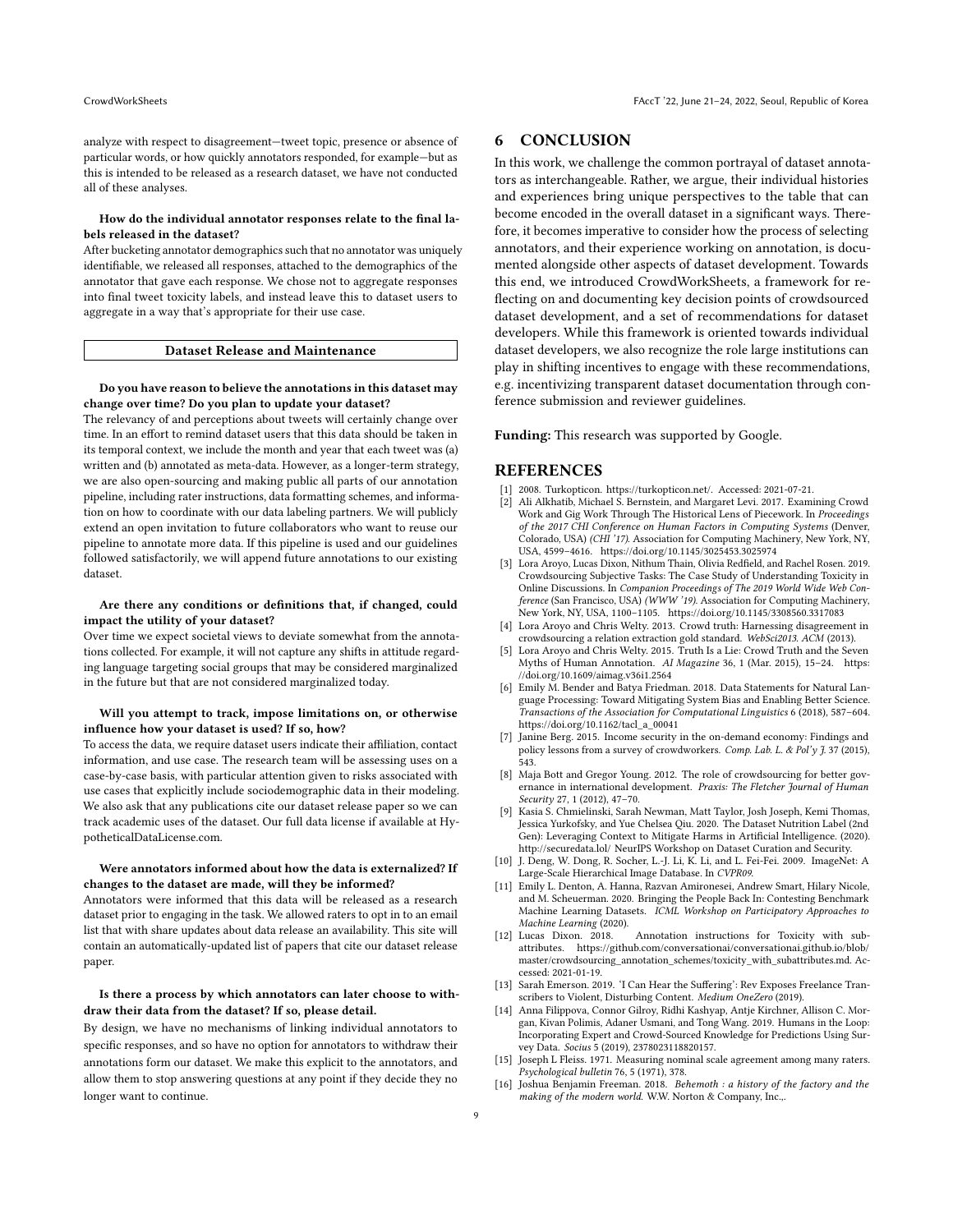analyze with respect to disagreement—tweet topic, presence or absence of particular words, or how quickly annotators responded, for example—but as this is intended to be released as a research dataset, we have not conducted all of these analyses.

**How do the individual annotator responses relate to the final labels released in the dataset?**

After bucketing annotator demographics such that no annotator was uniquely identifiable, we released all responses, attached to the demographics of the annotator that gave each response. We chose not to aggregate responses into final tweet toxicity labels, and instead leave this to dataset users to aggregate in a way that's appropriate for their use case.

**Dataset Release and Maintenance**

**Do you have reason to believe the annotations in this dataset may change over time? Do you plan to update your dataset?**

The relevancy of and perceptions about tweets will certainly change over time. In an effort to remind dataset users that this data should be taken in its temporal context, we include the month and year that each tweet was (a) written and (b) annotated as meta-data. However, as a longer-term strategy, we are also open-sourcing and making public all parts of our annotation pipeline, including rater instructions, data formatting schemes, and information on how to coordinate with our data labeling partners. We will publicly extend an open invitation to future collaborators who want to reuse our pipeline to annotate more data. If this pipeline is used and our guidelines followed satisfactorily, we will append future annotations to our existing dataset.

**Are there any conditions or definitions that, if changed, could impact the utility of your dataset?**

Over time we expect societal views to deviate somewhat from the annotations collected. For example, it will not capture any shifts in attitude regarding language targeting social groups that may be considered marginalized in the future but that are not considered marginalized today.

**Will you attempt to track, impose limitations on, or otherwise influence how your dataset is used? If so, how?**

To access the data, we require dataset users indicate their affiliation, contact information, and use case. The research team will be assessing uses on a case-by-case basis, with particular attention given to risks associated with use cases that explicitly include sociodemographic data in their modeling. We also ask that any publications cite our dataset release paper so we can track academic uses of the dataset. Our full data license if available at HypotheticalDataLicense.com.

**Were annotators informed about how the data is externalized? If changes to the dataset are made, will they be informed?**

Annotators were informed that this data will be released as a research dataset prior to engaging in the task. We allowed raters to opt in to an email list that with share updates about data release an availability. This site will contain an automatically-updated list of papers that cite our dataset release paper.

**Is there a process by which annotators can later choose to withdraw their data from the dataset? If so, please detail.**

By design, we have no mechanisms of linking individual annotators to specific responses, and so have no option for annotators to withdraw their annotations form our dataset. We make this explicit to the annotators, and allow them to stop answering questions at any point if they decide they no longer want to continue.

# 6 CONCLUSION

In this work, we challenge the common portrayal of dataset annotators as interchangeable. Rather, we argue, their individual histories and experiences bring unique perspectives to the table that can become encoded in the overall dataset in a significant ways. Therefore, it becomes imperative to consider how the process of selecting annotators, and their experience working on annotation, is documented alongside other aspects of dataset development. Towards this end, we introduced CrowdWorkSheets, a framework for reflecting on and documenting key decision points of crowdsourced dataset development, and a set of recommendations for dataset developers. While this framework is oriented towards individual dataset developers, we also recognize the role large institutions can play in shifting incentives to engage with these recommendations, e.g. incentivizing transparent dataset documentation through conference submission and reviewer guidelines.

**Funding:** This research was supported by Google.

# REFERENCES

- [1] 2008. Turkopticon. https://turkopticon.net/. Accessed: 2021-07-21.
- [2] Ali Alkhatib, Michael S. Bernstein, and Margaret Levi. 2017. Examining Crowd Work and Gig Work Through The Historical Lens of Piecework. In *Proceedings of the 2017 CHI Conference on Human Factors in Computing Systems* (Denver, Colorado, USA) *(CHI '17)*. Association for Computing Machinery, New York, NY, USA, 4599–4616. https://doi.org/10.1145/3025453.3025974
- [3] Lora Aroyo, Lucas Dixon, Nithum Thain, Olivia Redfield, and Rachel Rosen. 2019. Crowdsourcing Subjective Tasks: The Case Study of Understanding Toxicity in Online Discussions. In *Companion Proceedings of The 2019 World Wide Web Conference* (San Francisco, USA) *(WWW '19)*. Association for Computing Machinery, New York, NY, USA, 1100–1105. https://doi.org/10.1145/3308560.3317083
- [4] Lora Aroyo and Chris Welty. 2013. Crowd truth: Harnessing disagreement in crowdsourcing a relation extraction gold standard. *WebSci2013. ACM* (2013).
- [5] Lora Aroyo and Chris Welty. 2015. Truth Is a Lie: Crowd Truth and the Seven Myths of Human Annotation. *AI Magazine* 36, 1 (Mar. 2015), 15–24. https://doi.org/10.1609/aimag.v36i1.2564
- [6] Emily M. Bender and Batya Friedman. 2018. Data Statements for Natural Language Processing: Toward Mitigating System Bias and Enabling Better Science. *Transactions of the Association for Computational Linguistics* 6 (2018), 587–604. https://doi.org/10.1162/tacl_a_00041
- [7] Janine Berg. 2015. Income security in the on-demand economy: Findings and policy lessons from a survey of crowdworkers. *Comp. Lab. L. & Pol'y J.* 37 (2015), 543.
- [8] Maja Bott and Gregor Young. 2012. The role of crowdsourcing for better governance in international development. *Praxis: The Fletcher Journal of Human Security* 27, 1 (2012), 47–70.
- [9] Kasia S. Chmielinski, Sarah Newman, Matt Taylor, Josh Joseph, Kemi Thomas, Jessica Yurkofsky, and Yue Chelsea Qiu. 2020. The Dataset Nutrition Label (2nd Gen): Leveraging Context to Mitigate Harms in Artificial Intelligence. (2020). http://securedata.lol/ NeurIPS Workshop on Dataset Curation and Security.
- [10] J. Deng, W. Dong, R. Socher, L.-J. Li, K. Li, and L. Fei-Fei. 2009. ImageNet: A Large-Scale Hierarchical Image Database. In *CVPR09*.
- [11] Emily L. Denton, A. Hanna, Razvan Amironesei, Andrew Smart, Hilary Nicole, and M. Scheuerman. 2020. Bringing the People Back In: Contesting Benchmark Machine Learning Datasets. *ICML Workshop on Participatory Approaches to Machine Learning* (2020).
- [12] Lucas Dixon. 2018. Annotation instructions for Toxicity with subattributes. https://github.com/conversationai/conversationai.github.io/blob/master/crowdsourcing_annotation_schemes/toxicity_with_subattributes.md. Accessed: 2021-01-19.
- [13] Sarah Emerson. 2019. 'I Can Hear the Suffering': Rev Exposes Freelance Transcribers to Violent, Disturbing Content. *Medium OneZero* (2019).
- [14] Anna Filippova, Connor Gilroy, Ridhi Kashyap, Antje Kirchner, Allison C. Morgan, Kivan Polimis, Adaner Usmani, and Tong Wang. 2019. Humans in the Loop: Incorporating Expert and Crowd-Sourced Knowledge for Predictions Using Survey Data. *Socius* 5 (2019), 2378023118820157.
- [15] Joseph L Fleiss. 1971. Measuring nominal scale agreement among many raters. *Psychological bulletin* 76, 5 (1971), 378.
- [16] Joshua Benjamin Freeman. 2018. *Behemoth : a history of the factory and the making of the modern world.* W.W. Norton & Company, Inc.,.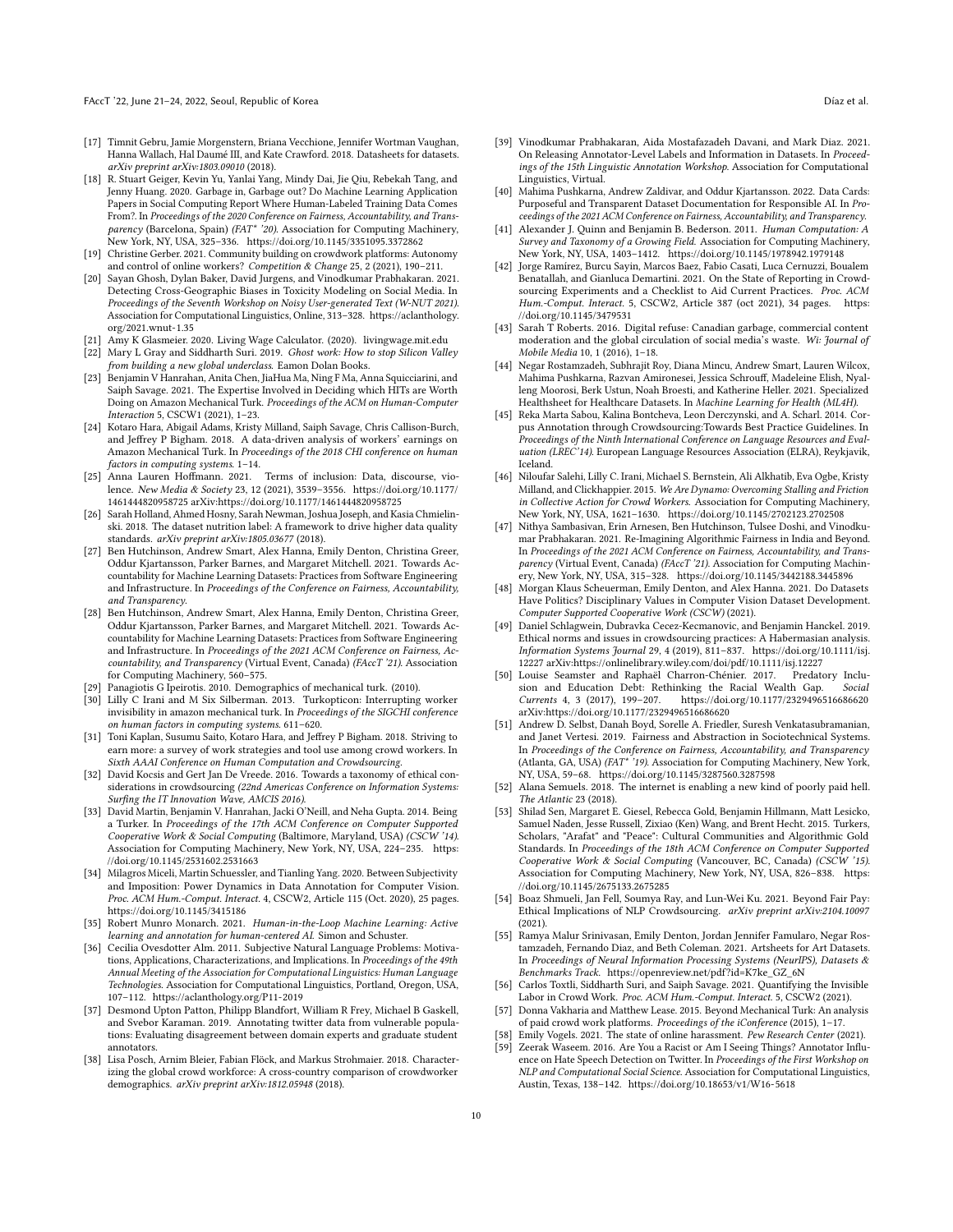- [17] Timnit Gebru, Jamie Morgenstern, Briana Vecchione, Jennifer Wortman Vaughan, Hanna Wallach, Hal Daumé III, and Kate Crawford. 2018. Datasheets for datasets. *arXiv preprint arXiv:1803.09010* (2018).
- [18] R. Stuart Geiger, Kevin Yu, Yanlai Yang, Mindy Dai, Jie Qiu, Rebekah Tang, and Jenny Huang. 2020. Garbage in, Garbage out? Do Machine Learning Application Papers in Social Computing Report Where Human-Labeled Training Data Comes From?. In *Proceedings of the 2020 Conference on Fairness, Accountability, and Transparency* (Barcelona, Spain) *(FAT* '20)*. Association for Computing Machinery, New York, NY, USA, 325–336. https://doi.org/10.1145/3351095.3372862
- [19] Christine Gerber. 2021. Community building on crowdwork platforms: Autonomy and control of online workers? *Competition & Change* 25, 2 (2021), 190–211.
- [20] Sayan Ghosh, Dylan Baker, David Jurgens, and Vinodkumar Prabhakaran. 2021. Detecting Cross-Geographic Biases in Toxicity Modeling on Social Media. In *Proceedings of the Seventh Workshop on Noisy User-generated Text (W-NUT 2021)*. Association for Computational Linguistics, Online, 313–328. https://aclanthology.org/2021.wnut-1.35
- [21] Amy K Glasmeier. 2020. Living Wage Calculator. (2020). livingwage.mit.edu
- [22] Mary L Gray and Siddharth Suri. 2019. *Ghost work: How to stop Silicon Valley from building a new global underclass*. Eamon Dolan Books.
- [23] Benjamin V Hanrahan, Anita Chen, JiaHua Ma, Ning F Ma, Anna Squicciarini, and Saiph Savage. 2021. The Expertise Involved in Deciding which HITs are Worth Doing on Amazon Mechanical Turk. *Proceedings of the ACM on Human-Computer Interaction* 5, CSCW1 (2021), 1–23.
- [24] Kotaro Hara, Abigail Adams, Kristy Milland, Saiph Savage, Chris Callison-Burch, and Jeffrey P Bigham. 2018. A data-driven analysis of workers' earnings on Amazon Mechanical Turk. In *Proceedings of the 2018 CHI conference on human factors in computing systems*. 1–14.
- [25] Anna Lauren Hoffmann. 2021. Terms of inclusion: Data, discourse, violence. *New Media & Society* 23, 12 (2021), 3539–3556. https://doi.org/10.1177/1461444820958725 arXiv:https://doi.org/10.1177/1461444820958725
- [26] Sarah Holland, Ahmed Hosny, Sarah Newman, Joshua Joseph, and Kasia Chmielinski. 2018. The dataset nutrition label: A framework to drive higher data quality standards. *arXiv preprint arXiv:1805.03677* (2018).
- [27] Ben Hutchinson, Andrew Smart, Alex Hanna, Emily Denton, Christina Greer, Oddur Kjartansson, Parker Barnes, and Margaret Mitchell. 2021. Towards Accountability for Machine Learning Datasets: Practices from Software Engineering and Infrastructure. In *Proceedings of the Conference on Fairness, Accountability, and Transparency*.
- [28] Ben Hutchinson, Andrew Smart, Alex Hanna, Emily Denton, Christina Greer, Oddur Kjartansson, Parker Barnes, and Margaret Mitchell. 2021. Towards Accountability for Machine Learning Datasets: Practices from Software Engineering and Infrastructure. In *Proceedings of the 2021 ACM Conference on Fairness, Accountability, and Transparency* (Virtual Event, Canada) *(FAccT '21)*. Association for Computing Machinery, 560–575.
- [29] Panagiotis G Ipeirotis. 2010. Demographics of mechanical turk. (2010).
- [30] Lilly C Irani and M Six Silberman. 2013. Turkopticon: Interrupting worker invisibility in amazon mechanical turk. In *Proceedings of the SIGCHI conference on human factors in computing systems*. 611–620.
- [31] Toni Kaplan, Susumu Saito, Kotaro Hara, and Jeffrey P Bigham. 2018. Striving to earn more: a survey of work strategies and tool use among crowd workers. In *Sixth AAAI Conference on Human Computation and Crowdsourcing*.
- [32] David Kocsis and Gert Jan De Vreede. 2016. Towards a taxonomy of ethical considerations in crowdsourcing *(22nd Americas Conference on Information Systems: Surfing the IT Innovation Wave, AMCIS 2016)*.
- [33] David Martin, Benjamin V. Hanrahan, Jacki O'Neill, and Neha Gupta. 2014. Being a Turker. In *Proceedings of the 17th ACM Conference on Computer Supported Cooperative Work & Social Computing* (Baltimore, Maryland, USA) *(CSCW '14)*. Association for Computing Machinery, New York, NY, USA, 224–235. https://doi.org/10.1145/2531602.2531663
- [34] Milagros Miceli, Martin Schuessler, and Tianling Yang. 2020. Between Subjectivity and Imposition: Power Dynamics in Data Annotation for Computer Vision. *Proc. ACM Hum.-Comput. Interact.* 4, CSCW2, Article 115 (Oct. 2020), 25 pages. https://doi.org/10.1145/3415186
- [35] Robert Munro Monarch. 2021. *Human-in-the-Loop Machine Learning: Active learning and annotation for human-centered AI*. Simon and Schuster.
- [36] Cecilia Ovesdotter Alm. 2011. Subjective Natural Language Problems: Motivations, Applications, Characterizations, and Implications. In *Proceedings of the 49th Annual Meeting of the Association for Computational Linguistics: Human Language Technologies*. Association for Computational Linguistics, Portland, Oregon, USA, 107–112. https://aclanthology.org/P11-2019
- [37] Desmond Upton Patton, Philipp Blandfort, William R Frey, Michael B Gaskell, and Svebor Karaman. 2019. Annotating twitter data from vulnerable populations: Evaluating disagreement between domain experts and graduate student annotators.
- [38] Lisa Posch, Arnim Bleier, Fabian Flöck, and Markus Strohmaier. 2018. Characterizing the global crowd workforce: A cross-country comparison of crowdworker demographics. *arXiv preprint arXiv:1812.05948* (2018).
- [39] Vinodkumar Prabhakaran, Aida Mostafazadeh Davani, and Mark Diaz. 2021. On Releasing Annotator-Level Labels and Information in Datasets. In *Proceedings of the 15th Linguistic Annotation Workshop*. Association for Computational Linguistics, Virtual.
- [40] Mahima Pushkarna, Andrew Zaldivar, and Oddur Kjartansson. 2022. Data Cards: Purposeful and Transparent Dataset Documentation for Responsible AI. In *Proceedings of the 2021 ACM Conference on Fairness, Accountability, and Transparency*.
- [41] Alexander J. Quinn and Benjamin B. Bederson. 2011. *Human Computation: A Survey and Taxonomy of a Growing Field*. Association for Computing Machinery, New York, NY, USA, 1403–1412. https://doi.org/10.1145/1978942.1979148
- [42] Jorge Ramírez, Burcu Sayin, Marcos Baez, Fabio Casati, Luca Cernuzzi, Boualem Benatallah, and Gianluca Demartini. 2021. On the State of Reporting in Crowdsourcing Experiments and a Checklist to Aid Current Practices. *Proc. ACM Hum.-Comput. Interact.* 5, CSCW2, Article 387 (oct 2021), 34 pages. https://doi.org/10.1145/3479531
- [43] Sarah T Roberts. 2016. Digital refuse: Canadian garbage, commercial content moderation and the global circulation of social media's waste. *Wi: Journal of Mobile Media* 10, 1 (2016), 1–18.
- [44] Negar Rostamzadeh, Subhrajit Roy, Diana Mincu, Andrew Smart, Lauren Wilcox, Mahima Pushkarna, Razvan Amironesei, Jessica Schrouff, Madeleine Elish, Nyalleng Moorosi, Berk Ustun, Noah Broesti, and Katherine Heller. 2021. Specialized Healthsheet for Healthcare Datasets. In *Machine Learning for Health (ML4H)*.
- [45] Reka Marta Sabou, Kalina Bontcheva, Leon Derczynski, and A. Scharl. 2014. Corpus Annotation through Crowdsourcing:Towards Best Practice Guidelines. In *Proceedings of the Ninth International Conference on Language Resources and Evaluation (LREC'14)*. European Language Resources Association (ELRA), Reykjavik, Iceland.
- [46] Niloufar Salehi, Lilly C. Irani, Michael S. Bernstein, Ali Alkhatib, Eva Ogbe, Kristy Milland, and Clickhappier. 2015. *We Are Dynamo: Overcoming Stalling and Friction in Collective Action for Crowd Workers*. Association for Computing Machinery, New York, NY, USA, 1621–1630. https://doi.org/10.1145/2702123.2702508
- [47] Nithya Sambasivan, Erin Arnesen, Ben Hutchinson, Tulsee Doshi, and Vinodkumar Prabhakaran. 2021. Re-Imagining Algorithmic Fairness in India and Beyond. In *Proceedings of the 2021 ACM Conference on Fairness, Accountability, and Transparency* (Virtual Event, Canada) *(FAccT '21)*. Association for Computing Machinery, New York, NY, USA, 315–328. https://doi.org/10.1145/3442188.3445896
- [48] Morgan Klaus Scheuerman, Emily Denton, and Alex Hanna. 2021. Do Datasets Have Politics? Disciplinary Values in Computer Vision Dataset Development. *Computer Supported Cooperative Work (CSCW)* (2021).
- [49] Daniel Schlagwein, Dubravka Cecez-Kecmanovic, and Benjamin Hanckel. 2019. Ethical norms and issues in crowdsourcing practices: A Habermasian analysis. *Information Systems Journal* 29, 4 (2019), 811–837. https://doi.org/10.1111/isj.12227 arXiv:https://onlinelibrary.wiley.com/doi/pdf/10.1111/isj.12227
- [50] Louise Seamster and Raphaël Charron-Chénier. 2017. Predatory Inclusion and Education Debt: Rethinking the Racial Wealth Gap. *Social Currents* 4, 3 (2017), 199–207. https://doi.org/10.1177/2329496516686620 arXiv:https://doi.org/10.1177/2329496516686620
- [51] Andrew D. Selbst, Danah Boyd, Sorelle A. Friedler, Suresh Venkatasubramanian, and Janet Vertesi. 2019. Fairness and Abstraction in Sociotechnical Systems. In *Proceedings of the Conference on Fairness, Accountability, and Transparency* (Atlanta, GA, USA) *(FAT* '19)*. Association for Computing Machinery, New York, NY, USA, 59–68. https://doi.org/10.1145/3287560.3287598
- [52] Alana Semuels. 2018. The internet is enabling a new kind of poorly paid hell. *The Atlantic* 23 (2018).
- [53] Shilad Sen, Margaret E. Giesel, Rebecca Gold, Benjamin Hillmann, Matt Lesicko, Samuel Naden, Jesse Russell, Zixiao (Ken) Wang, and Brent Hecht. 2015. Turkers, Scholars, "Arafat" and "Peace": Cultural Communities and Algorithmic Gold Standards. In *Proceedings of the 18th ACM Conference on Computer Supported Cooperative Work & Social Computing* (Vancouver, BC, Canada) *(CSCW '15)*. Association for Computing Machinery, New York, NY, USA, 826–838. https://doi.org/10.1145/2675133.2675285
- [54] Boaz Shmueli, Jan Fell, Soumya Ray, and Lun-Wei Ku. 2021. Beyond Fair Pay: Ethical Implications of NLP Crowdsourcing. *arXiv preprint arXiv:2104.10097* (2021).
- [55] Ramya Malur Srinivasan, Emily Denton, Jordan Jennifer Famularo, Negar Rostamzadeh, Fernando Diaz, and Beth Coleman. 2021. Artsheets for Art Datasets. In *Proceedings of Neural Information Processing Systems (NeurIPS), Datasets & Benchmarks Track*. https://openreview.net/pdf?id=K7ke_GZ_6N
- [56] Carlos Toxtli, Siddharth Suri, and Saiph Savage. 2021. Quantifying the Invisible Labor in Crowd Work. *Proc. ACM Hum.-Comput. Interact.* 5, CSCW2 (2021).
- [57] Donna Vakharia and Matthew Lease. 2015. Beyond Mechanical Turk: An analysis of paid crowd work platforms. *Proceedings of the iConference* (2015), 1–17.
- [58] Emily Vogels. 2021. The state of online harassment. *Pew Research Center* (2021).
- [59] Zeerak Waseem. 2016. Are You a Racist or Am I Seeing Things? Annotator Influence on Hate Speech Detection on Twitter. In *Proceedings of the First Workshop on NLP and Computational Social Science*. Association for Computational Linguistics, Austin, Texas, 138–142. https://doi.org/10.18653/v1/W16-5618